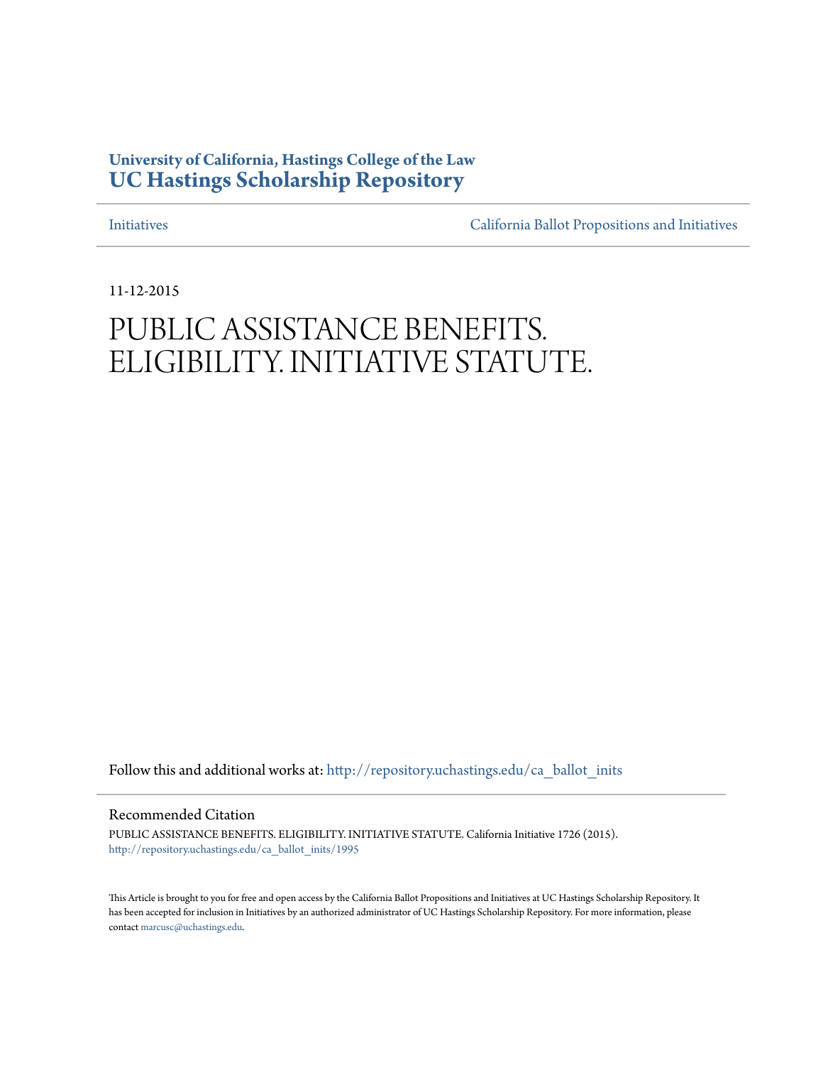**University of California, Hastings College of the Law**
# UC Hastings Scholarship Repository

Initiatives | California Ballot Propositions and Initiatives

11-12-2015

# PUBLIC ASSISTANCE BENEFITS. ELIGIBILITY. INITIATIVE STATUTE.

Follow this and additional works at: http://repository.uchastings.edu/ca_ballot_inits

## Recommended Citation

PUBLIC ASSISTANCE BENEFITS. ELIGIBILITY. INITIATIVE STATUTE. California Initiative 1726 (2015).
http://repository.uchastings.edu/ca_ballot_inits/1995

This Article is brought to you for free and open access by the California Ballot Propositions and Initiatives at UC Hastings Scholarship Repository. It has been accepted for inclusion in Initiatives by an authorized administrator of UC Hastings Scholarship Repository. For more information, please contact marcusc@uchastings.edu.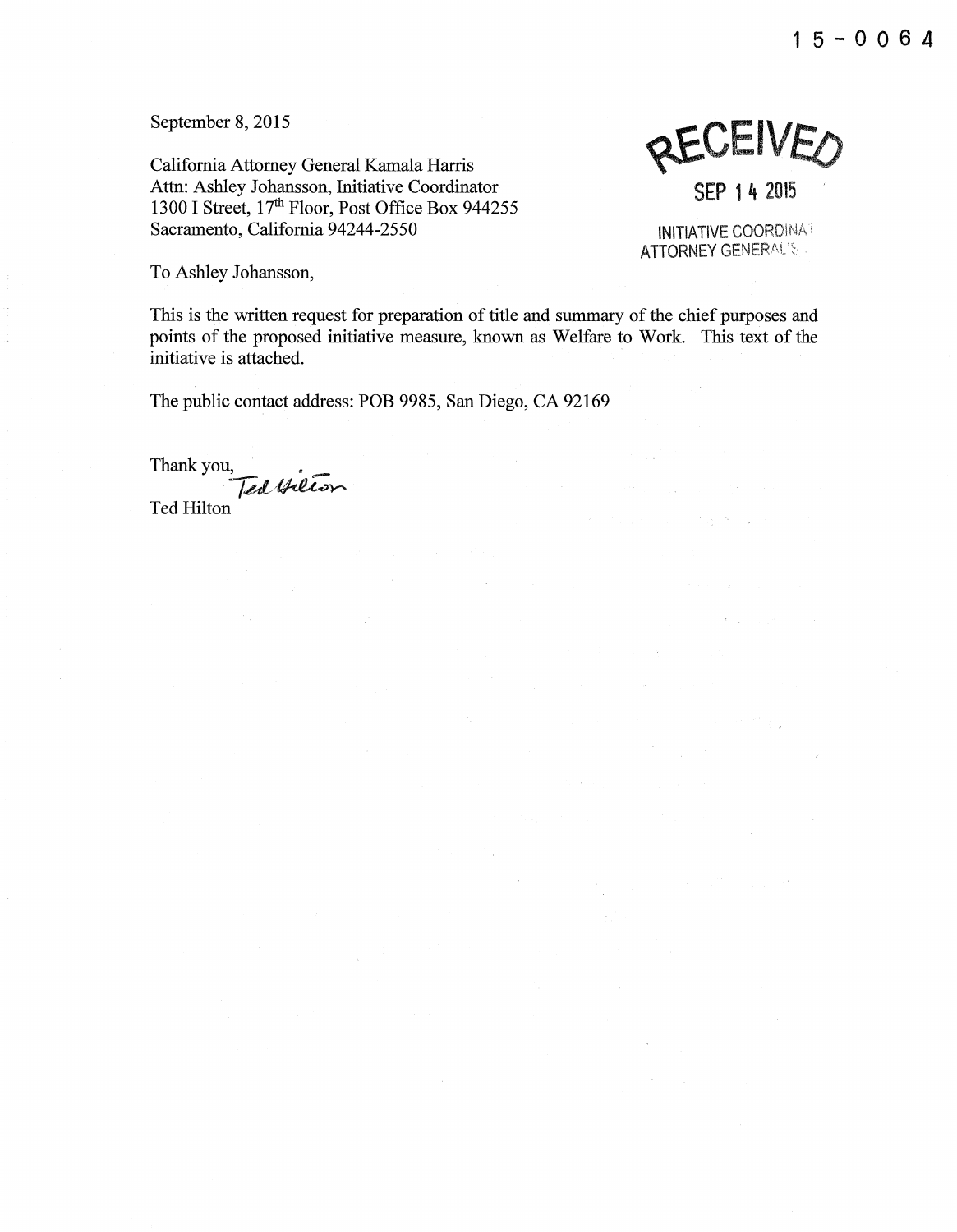15-0064

September 8, 2015

RECEIVED
SEP 14 2015
INITIATIVE COORDINA
ATTORNEY GENERAL'S

California Attorney General Kamala Harris
Attn: Ashley Johansson, Initiative Coordinator
1300 I Street, 17th Floor, Post Office Box 944255
Sacramento, California 94244-2550

To Ashley Johansson,

This is the written request for preparation of title and summary of the chief purposes and points of the proposed initiative measure, known as Welfare to Work. This text of the initiative is attached.

The public contact address: POB 9985, San Diego, CA 92169

Thank you,

Ted Hilton

Ted Hilton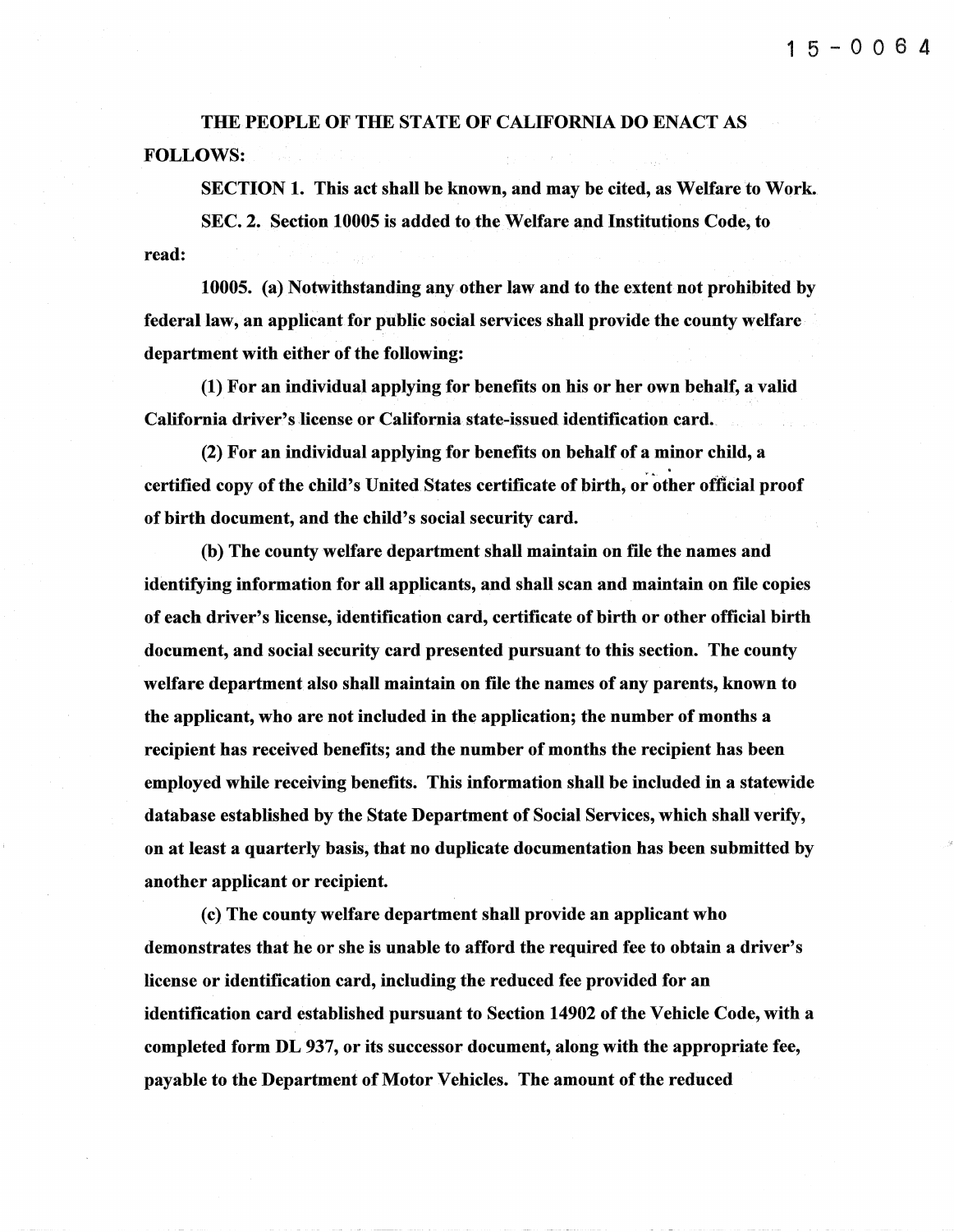**THE PEOPLE OF THE STATE OF CALIFORNIA DO ENACT AS FOLLOWS:**

**SECTION 1. This act shall be known, and may be cited, as Welfare to Work.**

**SEC. 2. Section 10005 is added to the Welfare and Institutions Code, to read:**

**10005. (a) Notwithstanding any other law and to the extent not prohibited by federal law, an applicant for public social services shall provide the county welfare department with either of the following:**

**(1) For an individual applying for benefits on his or her own behalf, a valid California driver's license or California state-issued identification card.**

**(2) For an individual applying for benefits on behalf of a minor child, a certified copy of the child's United States certificate of birth, or other official proof of birth document, and the child's social security card.**

**(b) The county welfare department shall maintain on file the names and identifying information for all applicants, and shall scan and maintain on file copies of each driver's license, identification card, certificate of birth or other official birth document, and social security card presented pursuant to this section. The county welfare department also shall maintain on file the names of any parents, known to the applicant, who are not included in the application; the number of months a recipient has received benefits; and the number of months the recipient has been employed while receiving benefits. This information shall be included in a statewide database established by the State Department of Social Services, which shall verify, on at least a quarterly basis, that no duplicate documentation has been submitted by another applicant or recipient.**

**(c) The county welfare department shall provide an applicant who demonstrates that he or she is unable to afford the required fee to obtain a driver's license or identification card, including the reduced fee provided for an identification card established pursuant to Section 14902 of the Vehicle Code, with a completed form DL 937, or its successor document, along with the appropriate fee, payable to the Department of Motor Vehicles. The amount of the reduced**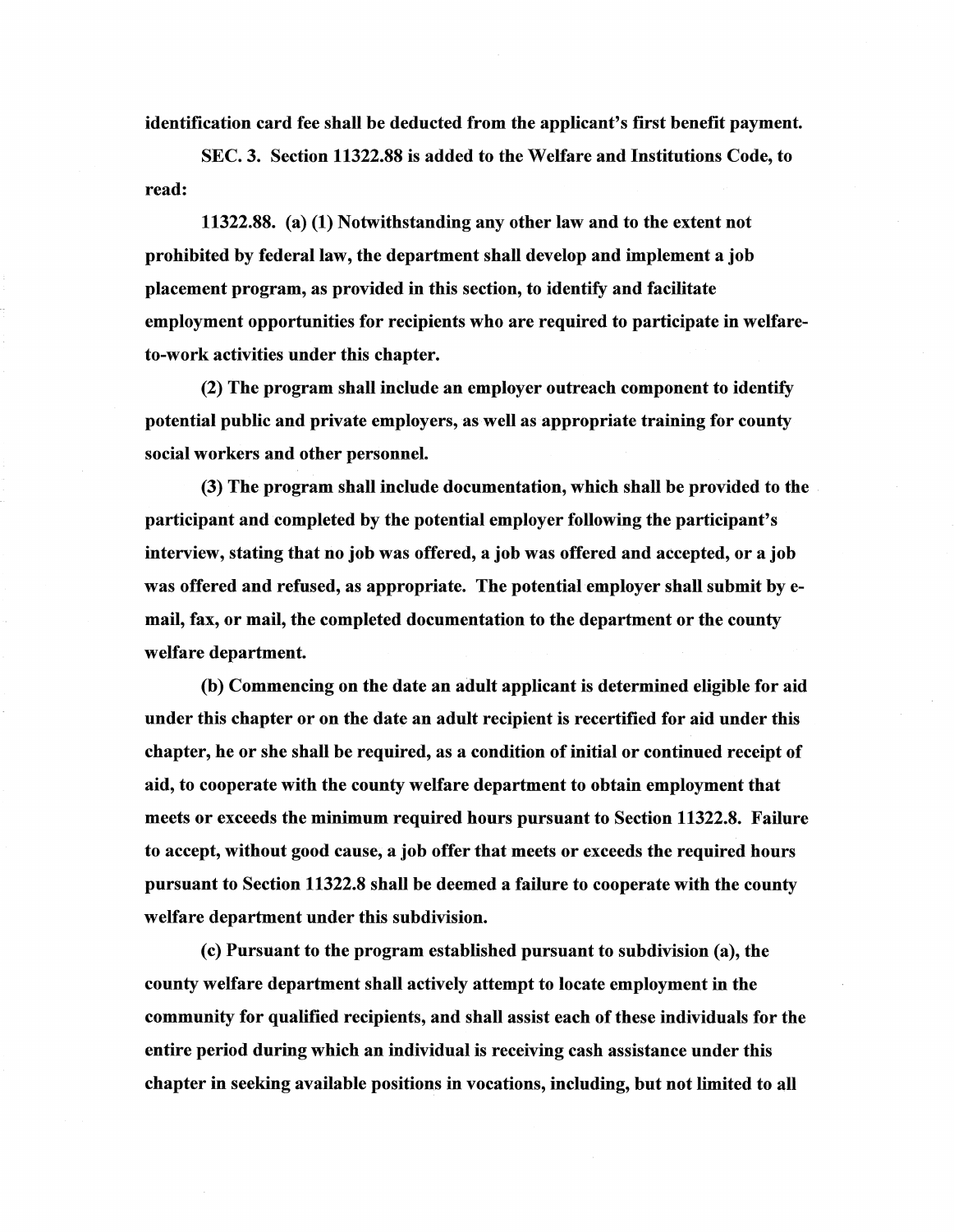**identification card fee shall be deducted from the applicant's first benefit payment.**

**SEC. 3. Section 11322.88 is added to the Welfare and Institutions Code, to read:**

**11322.88. (a) (1) Notwithstanding any other law and to the extent not prohibited by federal law, the department shall develop and implement a job placement program, as provided in this section, to identify and facilitate employment opportunities for recipients who are required to participate in welfare-to-work activities under this chapter.**

**(2) The program shall include an employer outreach component to identify potential public and private employers, as well as appropriate training for county social workers and other personnel.**

**(3) The program shall include documentation, which shall be provided to the participant and completed by the potential employer following the participant's interview, stating that no job was offered, a job was offered and accepted, or a job was offered and refused, as appropriate. The potential employer shall submit by e-mail, fax, or mail, the completed documentation to the department or the county welfare department.**

**(b) Commencing on the date an adult applicant is determined eligible for aid under this chapter or on the date an adult recipient is recertified for aid under this chapter, he or she shall be required, as a condition of initial or continued receipt of aid, to cooperate with the county welfare department to obtain employment that meets or exceeds the minimum required hours pursuant to Section 11322.8. Failure to accept, without good cause, a job offer that meets or exceeds the required hours pursuant to Section 11322.8 shall be deemed a failure to cooperate with the county welfare department under this subdivision.**

**(c) Pursuant to the program established pursuant to subdivision (a), the county welfare department shall actively attempt to locate employment in the community for qualified recipients, and shall assist each of these individuals for the entire period during which an individual is receiving cash assistance under this chapter in seeking available positions in vocations, including, but not limited to all**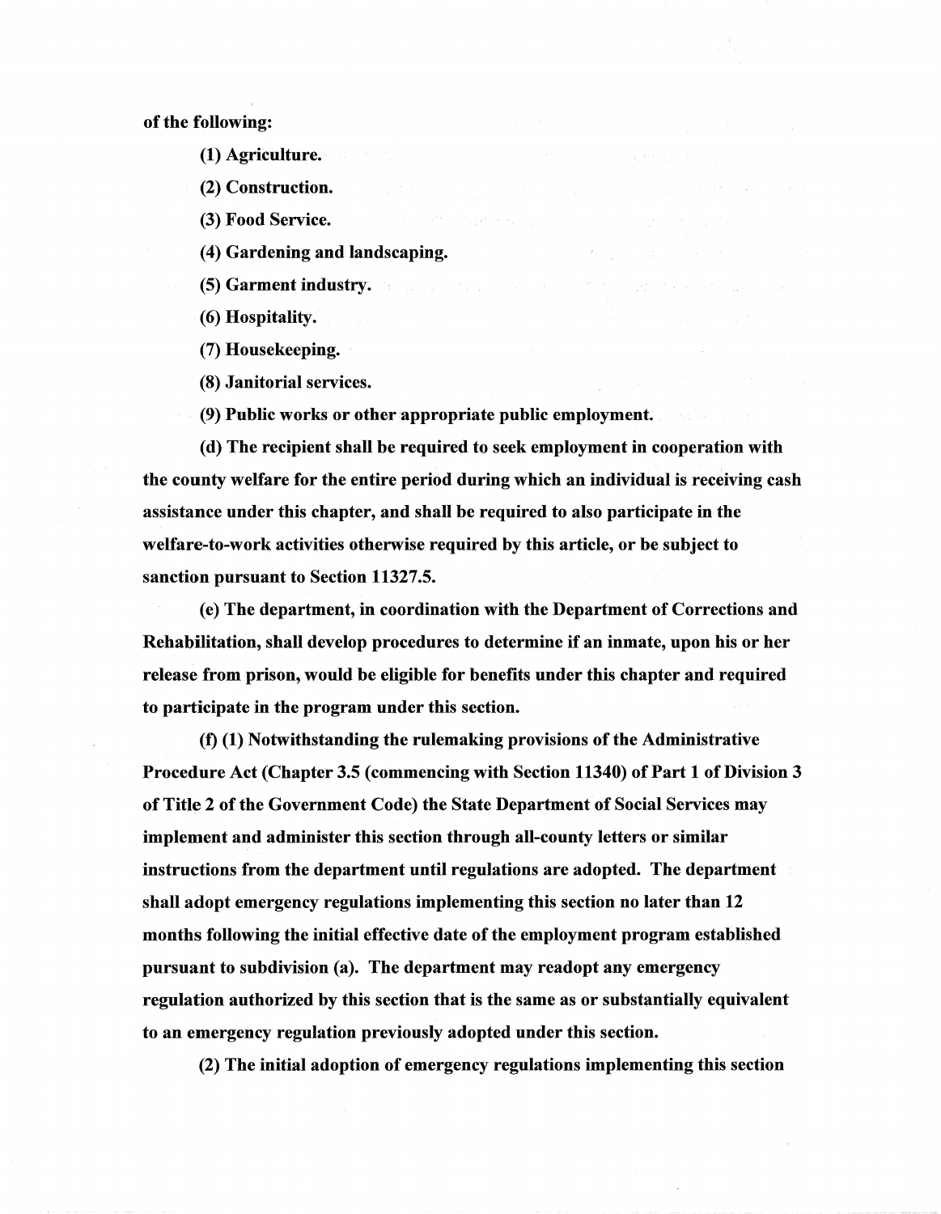**of the following:**

**(1) Agriculture.**

**(2) Construction.**

**(3) Food Service.**

**(4) Gardening and landscaping.**

**(5) Garment industry.**

**(6) Hospitality.**

**(7) Housekeeping.**

**(8) Janitorial services.**

**(9) Public works or other appropriate public employment.**

**(d) The recipient shall be required to seek employment in cooperation with the county welfare for the entire period during which an individual is receiving cash assistance under this chapter, and shall be required to also participate in the welfare-to-work activities otherwise required by this article, or be subject to sanction pursuant to Section 11327.5.**

**(e) The department, in coordination with the Department of Corrections and Rehabilitation, shall develop procedures to determine if an inmate, upon his or her release from prison, would be eligible for benefits under this chapter and required to participate in the program under this section.**

**(f) (1) Notwithstanding the rulemaking provisions of the Administrative Procedure Act (Chapter 3.5 (commencing with Section 11340) of Part 1 of Division 3 of Title 2 of the Government Code) the State Department of Social Services may implement and administer this section through all-county letters or similar instructions from the department until regulations are adopted. The department shall adopt emergency regulations implementing this section no later than 12 months following the initial effective date of the employment program established pursuant to subdivision (a). The department may readopt any emergency regulation authorized by this section that is the same as or substantially equivalent to an emergency regulation previously adopted under this section.**

**(2) The initial adoption of emergency regulations implementing this section**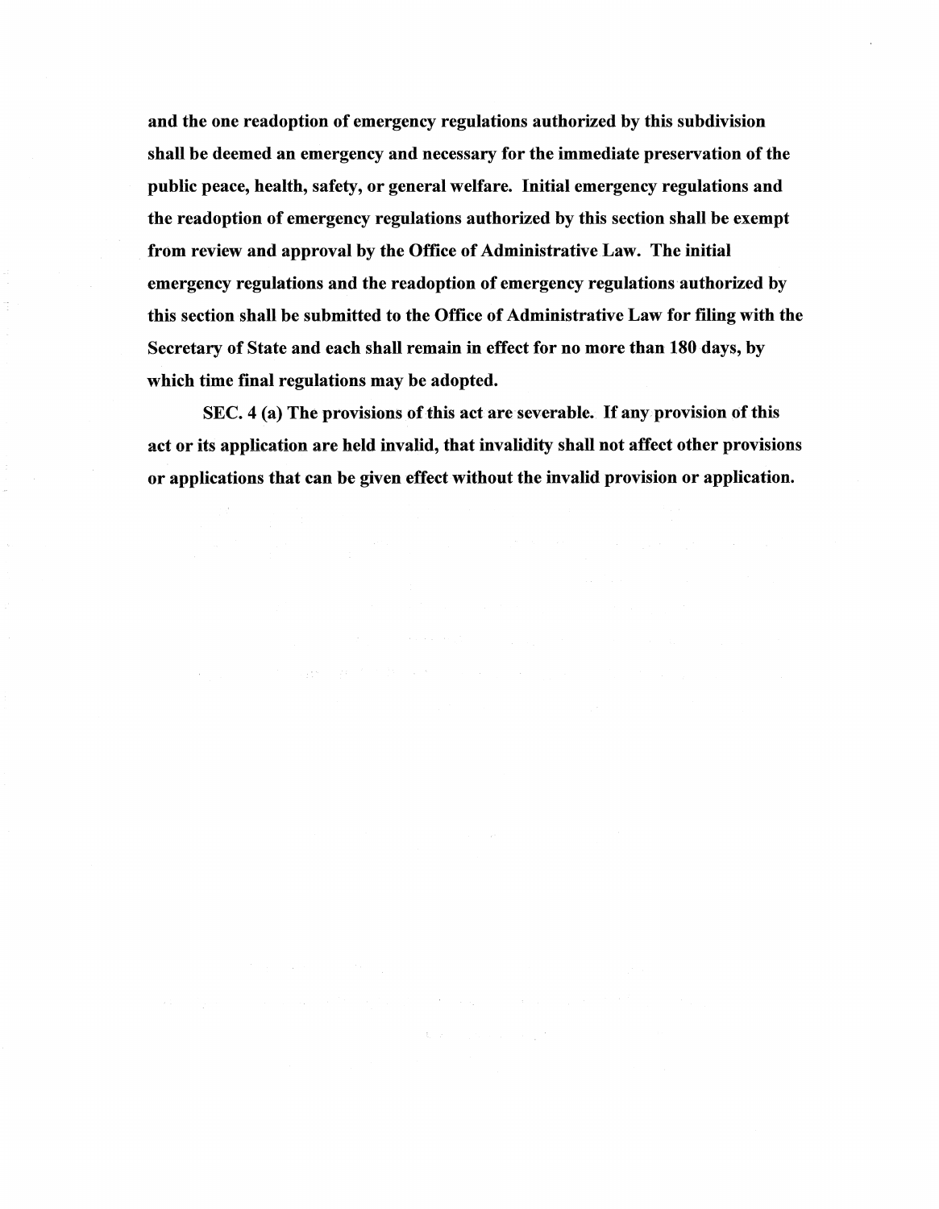**and the one readoption of emergency regulations authorized by this subdivision shall be deemed an emergency and necessary for the immediate preservation of the public peace, health, safety, or general welfare. Initial emergency regulations and the readoption of emergency regulations authorized by this section shall be exempt from review and approval by the Office of Administrative Law. The initial emergency regulations and the readoption of emergency regulations authorized by this section shall be submitted to the Office of Administrative Law for filing with the Secretary of State and each shall remain in effect for no more than 180 days, by which time final regulations may be adopted.**

**SEC. 4 (a) The provisions of this act are severable. If any provision of this act or its application are held invalid, that invalidity shall not affect other provisions or applications that can be given effect without the invalid provision or application.**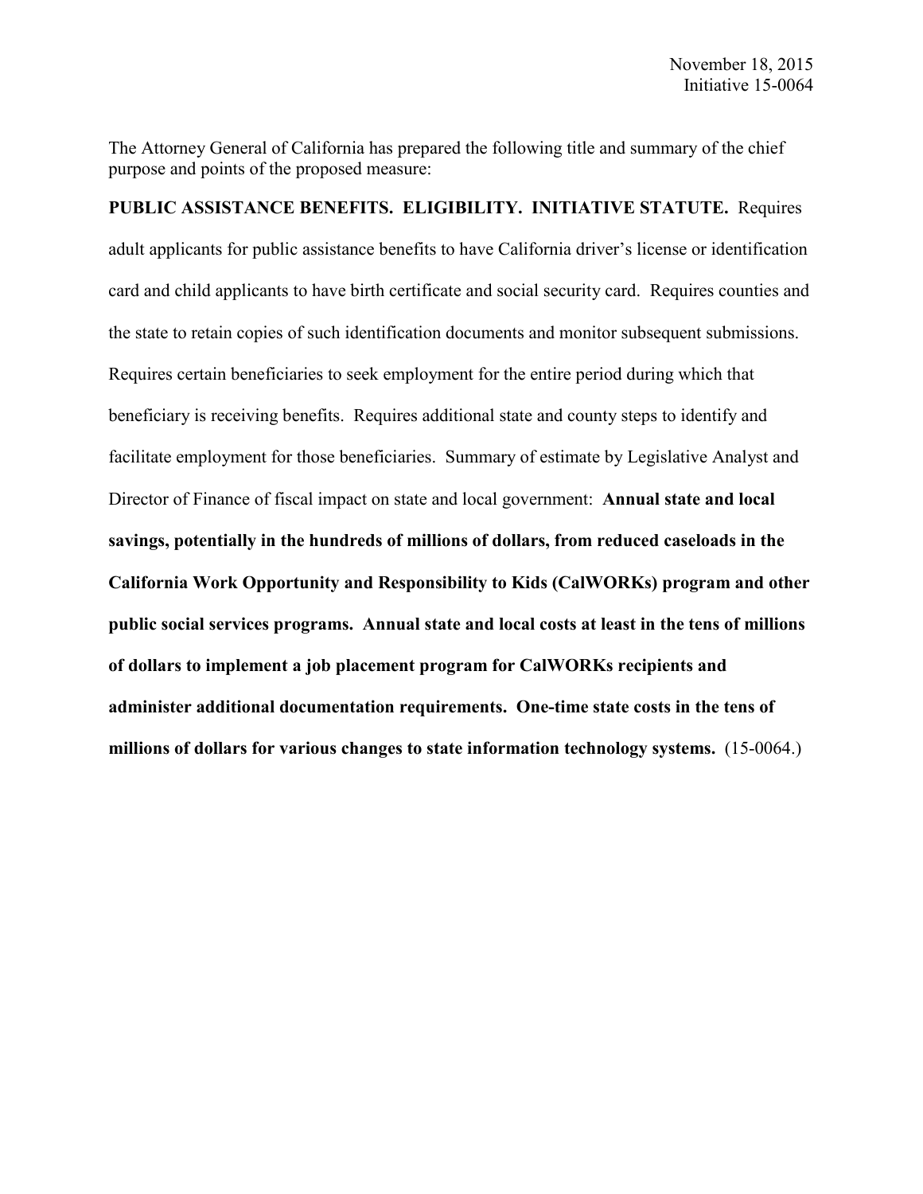November 18, 2015
Initiative 15-0064

The Attorney General of California has prepared the following title and summary of the chief purpose and points of the proposed measure:

**PUBLIC ASSISTANCE BENEFITS. ELIGIBILITY. INITIATIVE STATUTE.** Requires adult applicants for public assistance benefits to have California driver's license or identification card and child applicants to have birth certificate and social security card. Requires counties and the state to retain copies of such identification documents and monitor subsequent submissions. Requires certain beneficiaries to seek employment for the entire period during which that beneficiary is receiving benefits. Requires additional state and county steps to identify and facilitate employment for those beneficiaries. Summary of estimate by Legislative Analyst and Director of Finance of fiscal impact on state and local government: **Annual state and local savings, potentially in the hundreds of millions of dollars, from reduced caseloads in the California Work Opportunity and Responsibility to Kids (CalWORKs) program and other public social services programs. Annual state and local costs at least in the tens of millions of dollars to implement a job placement program for CalWORKs recipients and administer additional documentation requirements. One-time state costs in the tens of millions of dollars for various changes to state information technology systems.** (15-0064.)